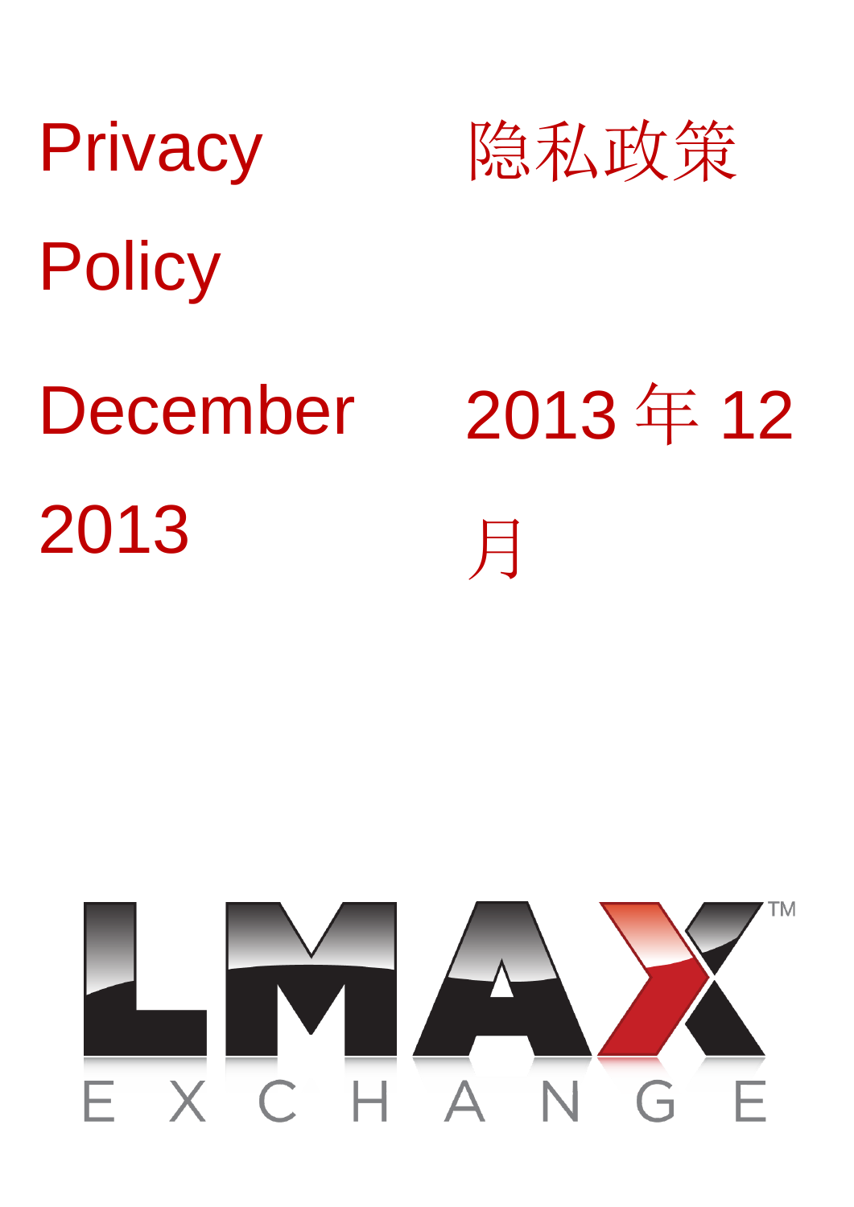# Privacy Policy

# 隐私政策

December 2013

2013 年 12 月

LMAX EXCHANGE™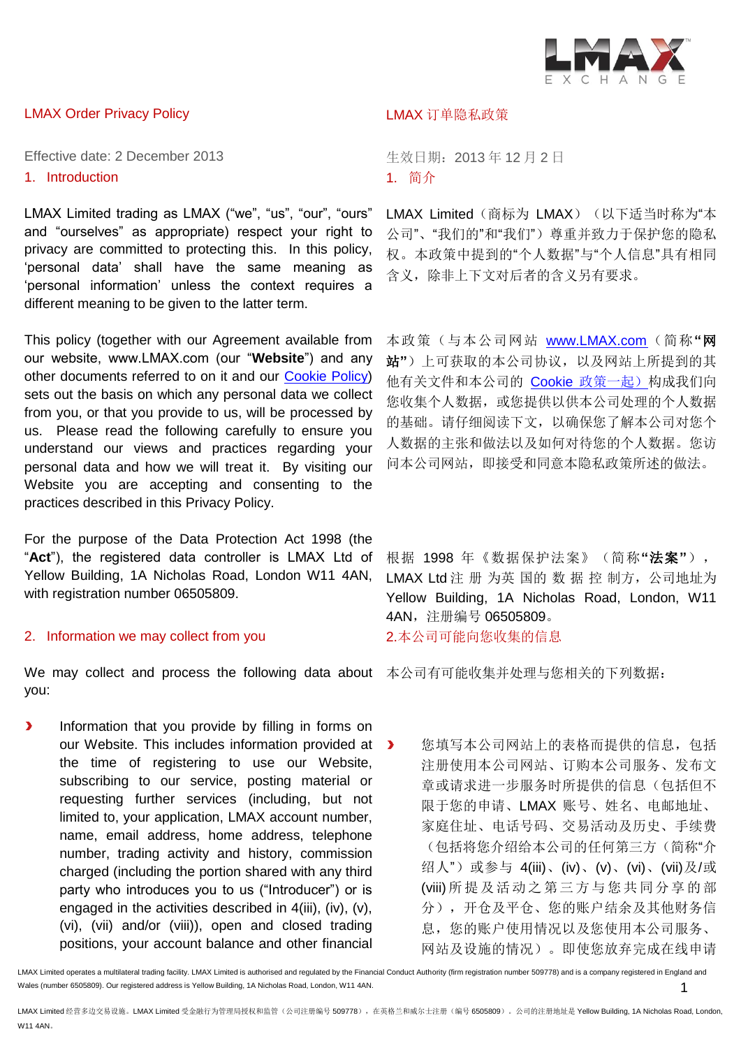LMAX Order Privacy Policy

LMAX 订单隐私政策

Effective date: 2 December 2013

生效日期：2013 年 12 月 2 日

## 1. Introduction

## 1. 简介

LMAX Limited trading as LMAX ("we", "us", "our", "ours" and "ourselves" as appropriate) respect your right to privacy are committed to protecting this. In this policy, 'personal data' shall have the same meaning as 'personal information' unless the context requires a different meaning to be given to the latter term.

LMAX Limited（商标为 LMAX）（以下适当时称为"本公司"、"我们的"和"我们"）尊重并致力于保护您的隐私权。本政策中提到的"个人数据"与"个人信息"具有相同含义，除非上下文对后者的含义另有要求。

This policy (together with our Agreement available from our website, www.LMAX.com (our "**Website**") and any other documents referred to on it and our Cookie Policy) sets out the basis on which any personal data we collect from you, or that you provide to us, will be processed by us. Please read the following carefully to ensure you understand our views and practices regarding your personal data and how we will treat it. By visiting our Website you are accepting and consenting to the practices described in this Privacy Policy.

本政策（与本公司网站 www.LMAX.com（简称**"网站"**）上可获取的本公司协议，以及网站上所提到的其他有关文件和本公司的 Cookie 政策一起）构成我们向您收集个人数据，或您提供以供本公司处理的个人数据的基础。请仔细阅读下文，以确保您了解本公司对您个人数据的主张和做法以及如何对待您的个人数据。您访问本公司网站，即接受和同意本隐私政策所述的做法。

For the purpose of the Data Protection Act 1998 (the "**Act**"), the registered data controller is LMAX Ltd of Yellow Building, 1A Nicholas Road, London W11 4AN, with registration number 06505809.

根据 1998 年《数据保护法案》（简称**"法案"**），LMAX Ltd 注册为英国的数据控制方，公司地址为 Yellow Building, 1A Nicholas Road, London, W11 4AN，注册编号 06505809。

## 2. Information we may collect from you

## 2.本公司可能向您收集的信息

We may collect and process the following data about you:

本公司有可能收集并处理与您相关的下列数据：

- Information that you provide by filling in forms on our Website. This includes information provided at the time of registering to use our Website, subscribing to our service, posting material or requesting further services (including, but not limited to, your application, LMAX account number, name, email address, home address, telephone number, trading activity and history, commission charged (including the portion shared with any third party who introduces you to us ("Introducer") or is engaged in the activities described in 4(iii), (iv), (v), (vi), (vii) and/or (viii)), open and closed trading positions, your account balance and other financial

- 您填写本公司网站上的表格而提供的信息，包括注册使用本公司网站、订购本公司服务、发布文章或请求进一步服务时所提供的信息（包括但不限于您的申请、LMAX 账号、姓名、电邮地址、家庭住址、电话号码、交易活动及历史、手续费（包括将您介绍给本公司的任何第三方（简称"介绍人"）或参与 4(iii)、(iv)、(v)、(vi)、(vii)及/或 (viii)所提及活动之第三方与您共同分享的部分），开仓及平仓、您的账户结余及其他财务信息，您的账户使用情况以及您使用本公司服务、网站及设施的情况）。即使您放弃完成在线申请

LMAX Limited operates a multilateral trading facility. LMAX Limited is authorised and regulated by the Financial Conduct Authority (firm registration number 509778) and is a company registered in England and Wales (number 6505809). Our registered address is Yellow Building, 1A Nicholas Road, London, W11 4AN.

LMAX Limited 经营多边交易设施。LMAX Limited 受金融行为监管局授权和监管（公司注册编号 509778），在英格兰和威尔士注册（编号 6505809）。公司的注册地址是 Yellow Building, 1A Nicholas Road, London, W11 4AN。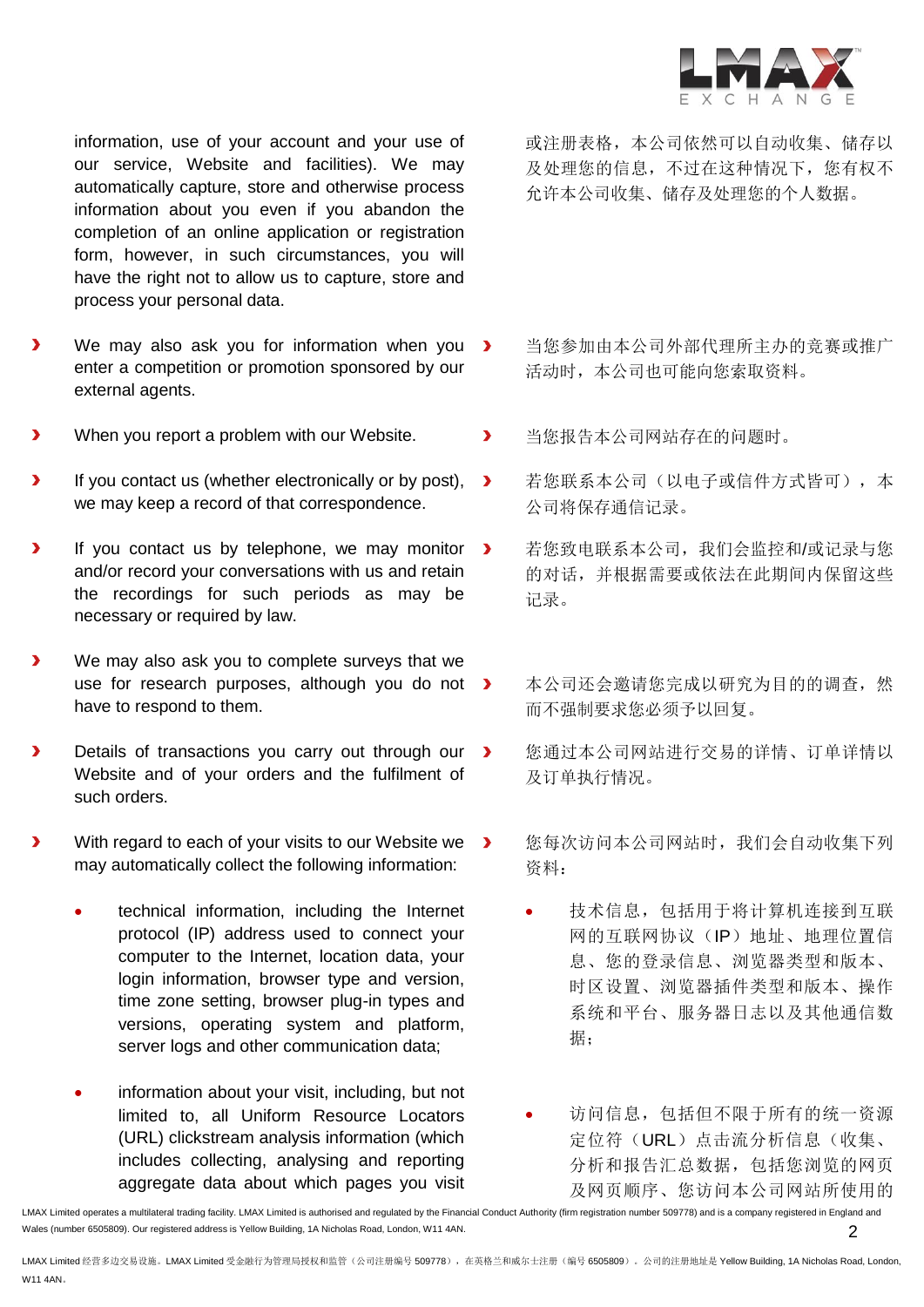information, use of your account and your use of our service, Website and facilities). We may automatically capture, store and otherwise process information about you even if you abandon the completion of an online application or registration form, however, in such circumstances, you will have the right not to allow us to capture, store and process your personal data.

或注册表格，本公司依然可以自动收集、储存以及处理您的信息，不过在这种情况下，您有权不允许本公司收集、储存及处理您的个人数据。

- We may also ask you for information when you enter a competition or promotion sponsored by our external agents.
- When you report a problem with our Website.
- If you contact us (whether electronically or by post), we may keep a record of that correspondence.
- If you contact us by telephone, we may monitor and/or record your conversations with us and retain the recordings for such periods as may be necessary or required by law.
- We may also ask you to complete surveys that we use for research purposes, although you do not have to respond to them.
- Details of transactions you carry out through our Website and of your orders and the fulfilment of such orders.
- With regard to each of your visits to our Website we may automatically collect the following information:
  - technical information, including the Internet protocol (IP) address used to connect your computer to the Internet, location data, your login information, browser type and version, time zone setting, browser plug-in types and versions, operating system and platform, server logs and other communication data;
  - information about your visit, including, but not limited to, all Uniform Resource Locators (URL) clickstream analysis information (which includes collecting, analysing and reporting aggregate data about which pages you visit

- 当您参加由本公司外部代理所主办的竞赛或推广活动时，本公司也可能向您索取资料。
- 当您报告本公司网站存在的问题时。
- 若您联系本公司（以电子或信件方式皆可），本公司将保存通信记录。
- 若您致电联系本公司，我们会监控和/或记录与您的对话，并根据需要或依法在此期间内保留这些记录。
- 本公司还会邀请您完成以研究为目的的调查，然而不强制要求您必须予以回复。
- 您通过本公司网站进行交易的详情、订单详情以及订单执行情况。
- 您每次访问本公司网站时，我们会自动收集下列资料：
  - 技术信息，包括用于将计算机连接到互联网的互联网协议（IP）地址、地理位置信息、您的登录信息、浏览器类型和版本、时区设置、浏览器插件类型和版本、操作系统和平台、服务器日志以及其他通信数据；
  - 访问信息，包括但不限于所有的统一资源定位符（URL）点击流分析信息（收集、分析和报告汇总数据，包括您浏览的网页及网页顺序、您访问本公司网站所使用的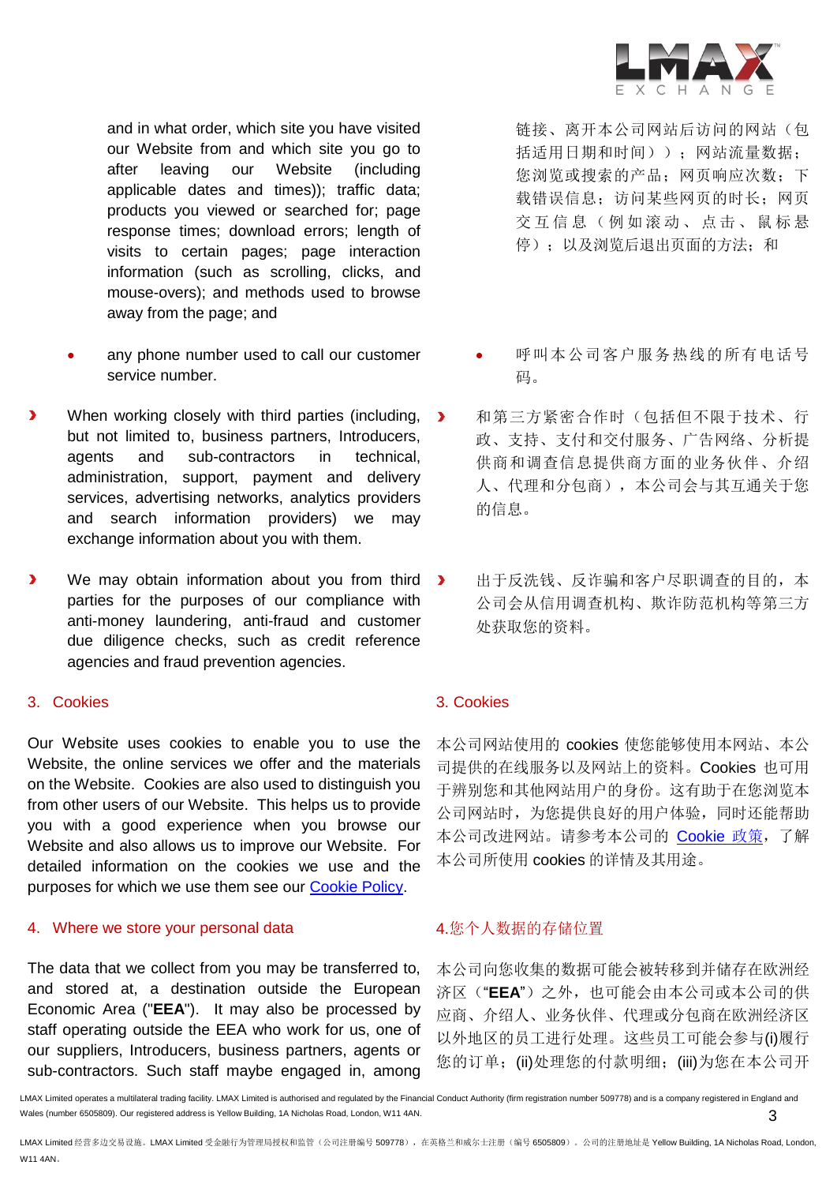and in what order, which site you have visited our Website from and which site you go to after leaving our Website (including applicable dates and times)); traffic data; products you viewed or searched for; page response times; download errors; length of visits to certain pages; page interaction information (such as scrolling, clicks, and mouse-overs); and methods used to browse away from the page; and

- any phone number used to call our customer service number.

- When working closely with third parties (including, but not limited to, business partners, Introducers, agents and sub-contractors in technical, administration, support, payment and delivery services, advertising networks, analytics providers and search information providers) we may exchange information about you with them.

- We may obtain information about you from third parties for the purposes of our compliance with anti-money laundering, anti-fraud and customer due diligence checks, such as credit reference agencies and fraud prevention agencies.

链接、离开本公司网站后访问的网站（包括适用日期和时间））；网站流量数据；您浏览或搜索的产品；网页响应次数；下载错误信息；访问某些网页的时长；网页交互信息（例如滚动、点击、鼠标悬停）；以及浏览后退出页面的方法；和

- 呼叫本公司客户服务热线的所有电话号码。

- 和第三方紧密合作时（包括但不限于技术、行政、支持、支付和交付服务、广告网络、分析提供商和调查信息提供商方面的业务伙伴、介绍人、代理和分包商），本公司会与其互通关于您的信息。

- 出于反洗钱、反诈骗和客户尽职调查的目的，本公司会从信用调查机构、欺诈防范机构等第三方处获取您的资料。

## 3. Cookies

Our Website uses cookies to enable you to use the Website, the online services we offer and the materials on the Website. Cookies are also used to distinguish you from other users of our Website. This helps us to provide you with a good experience when you browse our Website and also allows us to improve our Website. For detailed information on the cookies we use and the purposes for which we use them see our Cookie Policy.

## 3. Cookies

本公司网站使用的 cookies 使您能够使用本网站、本公司提供的在线服务以及网站上的资料。Cookies 也可用于辨别您和其他网站用户的身份。这有助于在您浏览本公司网站时，为您提供良好的用户体验，同时还能帮助本公司改进网站。请参考本公司的 Cookie 政策，了解本公司所使用 cookies 的详情及其用途。

## 4. Where we store your personal data

The data that we collect from you may be transferred to, and stored at, a destination outside the European Economic Area ("**EEA**"). It may also be processed by staff operating outside the EEA who work for us, one of our suppliers, Introducers, business partners, agents or sub-contractors. Such staff maybe engaged in, among

## 4.您个人数据的存储位置

本公司向您收集的数据可能会被转移到并储存在欧洲经济区（"**EEA**"）之外，也可能会由本公司或本公司的供应商、介绍人、业务伙伴、代理或分包商在欧洲经济区以外地区的员工进行处理。这些员工可能会参与(i)履行您的订单；(ii)处理您的付款明细；(iii)为您在本公司开

LMAX Limited operates a multilateral trading facility. LMAX Limited is authorised and regulated by the Financial Conduct Authority (firm registration number 509778) and is a company registered in England and Wales (number 6505809). Our registered address is Yellow Building, 1A Nicholas Road, London, W11 4AN.

LMAX Limited 经营多边交易设施。LMAX Limited 受金融行为管理局授权和监管（公司注册编号 509778），在英格兰和威尔士注册（编号 6505809）。公司的注册地址是 Yellow Building, 1A Nicholas Road, London, W11 4AN。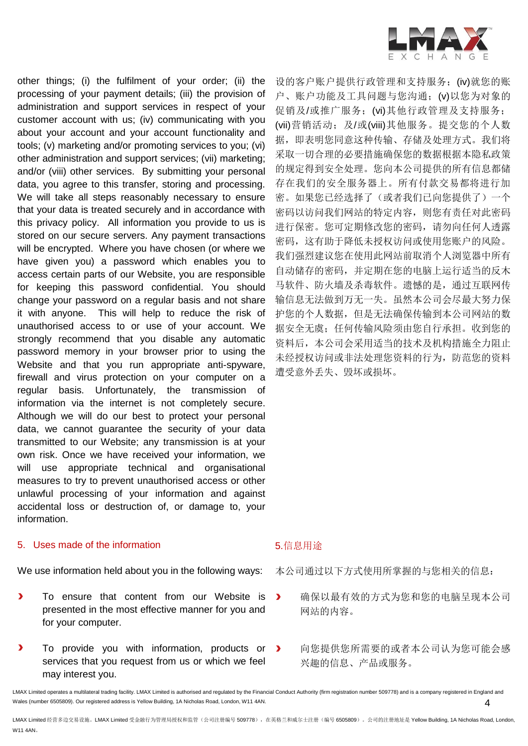other things; (i) the fulfilment of your order; (ii) the processing of your payment details; (iii) the provision of administration and support services in respect of your customer account with us; (iv) communicating with you about your account and your account functionality and tools; (v) marketing and/or promoting services to you; (vi) other administration and support services; (vii) marketing; and/or (viii) other services. By submitting your personal data, you agree to this transfer, storing and processing. We will take all steps reasonably necessary to ensure that your data is treated securely and in accordance with this privacy policy. All information you provide to us is stored on our secure servers. Any payment transactions will be encrypted. Where you have chosen (or where we have given you) a password which enables you to access certain parts of our Website, you are responsible for keeping this password confidential. You should change your password on a regular basis and not share it with anyone. This will help to reduce the risk of unauthorised access to or use of your account. We strongly recommend that you disable any automatic password memory in your browser prior to using the Website and that you run appropriate anti-spyware, firewall and virus protection on your computer on a regular basis. Unfortunately, the transmission of information via the internet is not completely secure. Although we will do our best to protect your personal data, we cannot guarantee the security of your data transmitted to our Website; any transmission is at your own risk. Once we have received your information, we will use appropriate technical and organisational measures to try to prevent unauthorised access or other unlawful processing of your information and against accidental loss or destruction of, or damage to, your information.

设的客户账户提供行政管理和支持服务；(iv)就您的账户、账户功能及工具问题与您沟通；(v)以您为对象的促销及/或推广服务；(vi)其他行政管理及支持服务；(vii)营销活动；及/或(viii)其他服务。提交您的个人数据，即表明您同意这种传输、存储及处理方式。我们将采取一切合理的必要措施确保您的数据根据本隐私政策的规定得到安全处理。您向本公司提供的所有信息都储存在我们的安全服务器上。所有付款交易都将进行加密。如果您已经选择了（或者我们已向您提供了）一个密码以访问我们网站的特定内容，则您有责任对此密码进行保密。您可定期修改您的密码，请勿向任何人透露密码，这有助于降低未授权访问或使用您账户的风险。我们强烈建议您在使用此网站前取消个人浏览器中所有自动储存的密码，并定期在您的电脑上运行适当的反木马软件、防火墙及杀毒软件。遗憾的是，通过互联网传输信息无法做到万无一失。虽然本公司会尽最大努力保护您的个人数据，但是无法确保传输到本公司网站的数据安全无虞；任何传输风险须由您自行承担。收到您的资料后，本公司会采用适当的技术及机构措施全力阻止未经授权访问或非法处理您资料的行为，防范您的资料遭受意外丢失、毁坏或损坏。

## 5. Uses made of the information

We use information held about you in the following ways:

- To ensure that content from our Website is presented in the most effective manner for you and for your computer.
- To provide you with information, products or services that you request from us or which we feel may interest you.

## 5.信息用途

本公司通过以下方式使用所掌握的与您相关的信息：

- 确保以最有效的方式为您和您的电脑呈现本公司网站的内容。
- 向您提供您所需要的或者本公司认为您可能会感兴趣的信息、产品或服务。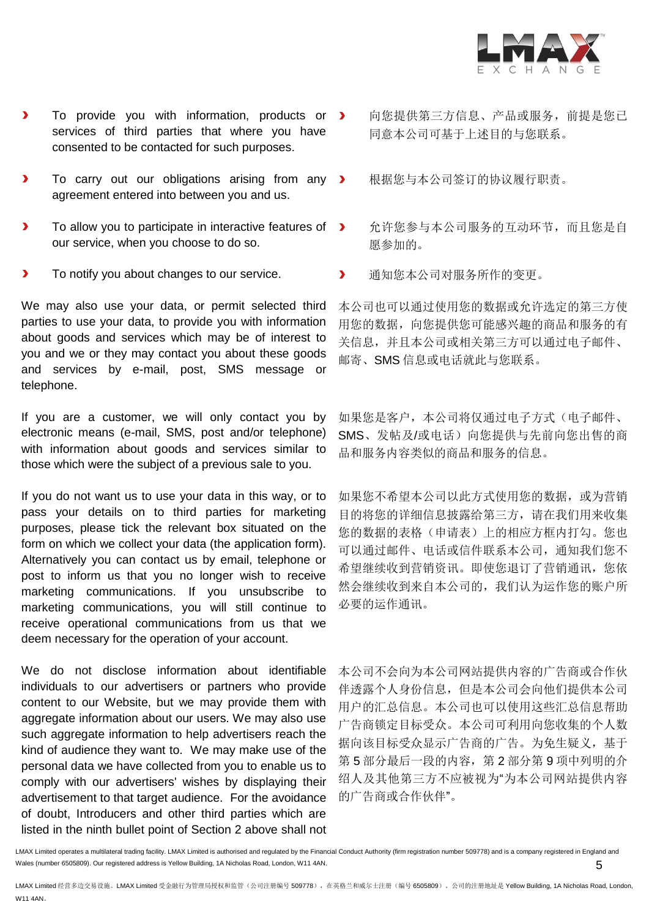- To provide you with information, products or services of third parties that where you have consented to be contacted for such purposes.
- To carry out our obligations arising from any agreement entered into between you and us.
- To allow you to participate in interactive features of our service, when you choose to do so.
- To notify you about changes to our service.

We may also use your data, or permit selected third parties to use your data, to provide you with information about goods and services which may be of interest to you and we or they may contact you about these goods and services by e-mail, post, SMS message or telephone.

If you are a customer, we will only contact you by electronic means (e-mail, SMS, post and/or telephone) with information about goods and services similar to those which were the subject of a previous sale to you.

If you do not want us to use your data in this way, or to pass your details on to third parties for marketing purposes, please tick the relevant box situated on the form on which we collect your data (the application form). Alternatively you can contact us by email, telephone or post to inform us that you no longer wish to receive marketing communications. If you unsubscribe to marketing communications, you will still continue to receive operational communications from us that we deem necessary for the operation of your account.

We do not disclose information about identifiable individuals to our advertisers or partners who provide content to our Website, but we may provide them with aggregate information about our users. We may also use such aggregate information to help advertisers reach the kind of audience they want to. We may make use of the personal data we have collected from you to enable us to comply with our advertisers' wishes by displaying their advertisement to that target audience. For the avoidance of doubt, Introducers and other third parties which are listed in the ninth bullet point of Section 2 above shall not

- 向您提供第三方信息、产品或服务，前提是您已同意本公司可基于上述目的与您联系。
- 根据您与本公司签订的协议履行职责。
- 允许您参与本公司服务的互动环节，而且您是自愿参加的。
- 通知您本公司对服务所作的变更。

本公司也可以通过使用您的数据或允许选定的第三方使用您的数据，向您提供您可能感兴趣的商品和服务的有关信息，并且本公司或相关第三方可以通过电子邮件、邮寄、SMS 信息或电话就此与您联系。

如果您是客户，本公司将仅通过电子方式（电子邮件、SMS、发帖及/或电话）向您提供与先前向您出售的商品和服务内容类似的商品和服务的信息。

如果您不希望本公司以此方式使用您的数据，或为营销目的将您的详细信息披露给第三方，请在我们用来收集您的数据的表格（申请表）上的相应方框内打勾。您也可以通过邮件、电话或信件联系本公司，通知我们您不希望继续收到营销资讯。即使您退订了营销通讯，您依然会继续收到来自本公司的，我们认为运作您的账户所必要的运作通讯。

本公司不会向为本公司网站提供内容的广告商或合作伙伴透露个人身份信息，但是本公司会向他们提供本公司用户的汇总信息。本公司也可以使用这些汇总信息帮助广告商锁定目标受众。本公司可利用向您收集的个人数据向该目标受众显示广告商的广告。为免生疑义，基于第 5 部分最后一段的内容，第 2 部分第 9 项中列明的介绍人及其他第三方不应被视为"为本公司网站提供内容的广告商或合作伙伴"。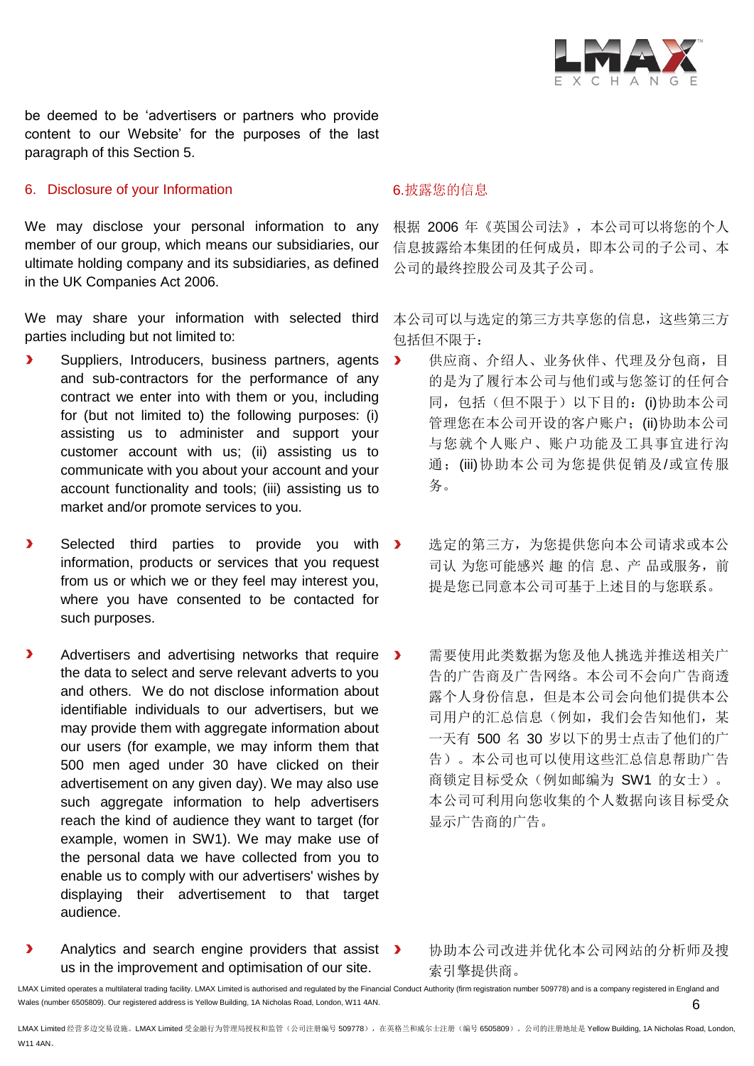be deemed to be 'advertisers or partners who provide content to our Website' for the purposes of the last paragraph of this Section 5.

## 6. Disclosure of your Information

We may disclose your personal information to any member of our group, which means our subsidiaries, our ultimate holding company and its subsidiaries, as defined in the UK Companies Act 2006.

We may share your information with selected third parties including but not limited to:

- Suppliers, Introducers, business partners, agents and sub-contractors for the performance of any contract we enter into with them or you, including for (but not limited to) the following purposes: (i) assisting us to administer and support your customer account with us; (ii) assisting us to communicate with you about your account and your account functionality and tools; (iii) assisting us to market and/or promote services to you.
- Selected third parties to provide you with information, products or services that you request from us or which we or they feel may interest you, where you have consented to be contacted for such purposes.
- Advertisers and advertising networks that require the data to select and serve relevant adverts to you and others. We do not disclose information about identifiable individuals to our advertisers, but we may provide them with aggregate information about our users (for example, we may inform them that 500 men aged under 30 have clicked on their advertisement on any given day). We may also use such aggregate information to help advertisers reach the kind of audience they want to target (for example, women in SW1). We may make use of the personal data we have collected from you to enable us to comply with our advertisers' wishes by displaying their advertisement to that target audience.
- Analytics and search engine providers that assist us in the improvement and optimisation of our site.

## 6.披露您的信息

根据 2006 年《英国公司法》，本公司可以将您的个人信息披露给本集团的任何成员，即本公司的子公司、本公司的最终控股公司及其子公司。

本公司可以与选定的第三方共享您的信息，这些第三方包括但不限于：

- 供应商、介绍人、业务伙伴、代理及分包商，目的是为了履行本公司与他们或与您签订的任何合同，包括（但不限于）以下目的：(i)协助本公司管理您在本公司开设的客户账户；(ii)协助本公司与您就个人账户、账户功能及工具事宜进行沟通；(iii)协助本公司为您提供促销及/或宣传服务。
- 选定的第三方，为您提供您向本公司请求或本公司认 为您可能感兴 趣 的信 息、产 品或服务，前提是您已同意本公司可基于上述目的与您联系。
- 需要使用此类数据为您及他人挑选并推送相关广告的广告商及广告网络。本公司不会向广告商透露个人身份信息，但是本公司会向他们提供本公司用户的汇总信息（例如，我们会告知他们，某一天有 500 名 30 岁以下的男士点击了他们的广告）。本公司也可以使用这些汇总信息帮助广告商锁定目标受众（例如邮编为 SW1 的女士）。本公司可利用向您收集的个人数据向该目标受众显示广告商的广告。
- 协助本公司改进并优化本公司网站的分析师及搜索引擎提供商。

LMAX Limited operates a multilateral trading facility. LMAX Limited is authorised and regulated by the Financial Conduct Authority (firm registration number 509778) and is a company registered in England and Wales (number 6505809). Our registered address is Yellow Building, 1A Nicholas Road, London, W11 4AN.

LMAX Limited 经营多边交易设施。LMAX Limited 受金融行为管理局授权和监管（公司注册编号 509778），在英格兰和威尔士注册（编号 6505809）。公司的注册地址是 Yellow Building, 1A Nicholas Road, London, W11 4AN。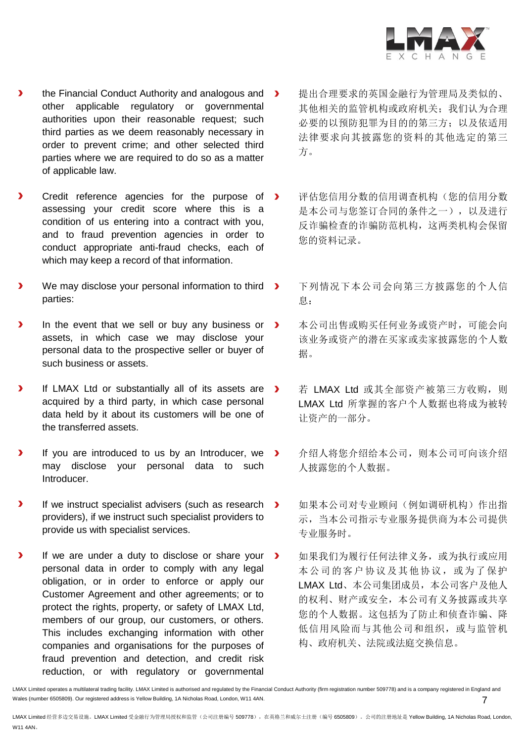- the Financial Conduct Authority and analogous and other applicable regulatory or governmental authorities upon their reasonable request; such third parties as we deem reasonably necessary in order to prevent crime; and other selected third parties where we are required to do so as a matter of applicable law.

- 提出合理要求的英国金融行为管理局及类似的、其他相关的监管机构或政府机关；我们认为合理必要的以预防犯罪为目的的第三方；以及依适用法律要求向其披露您的资料的其他选定的第三方。

- Credit reference agencies for the purpose of assessing your credit score where this is a condition of us entering into a contract with you, and to fraud prevention agencies in order to conduct appropriate anti-fraud checks, each of which may keep a record of that information.

- 评估您信用分数的信用调查机构（您的信用分数是本公司与您签订合同的条件之一），以及进行反诈骗检查的诈骗防范机构，这两类机构会保留您的资料记录。

- We may disclose your personal information to third parties:

- 下列情况下本公司会向第三方披露您的个人信息：

- In the event that we sell or buy any business or assets, in which case we may disclose your personal data to the prospective seller or buyer of such business or assets.

- 本公司出售或购买任何业务或资产时，可能会向该业务或资产的潜在买家或卖家披露您的个人数据。

- If LMAX Ltd or substantially all of its assets are acquired by a third party, in which case personal data held by it about its customers will be one of the transferred assets.

- 若 LMAX Ltd 或其全部资产被第三方收购，则 LMAX Ltd 所掌握的客户个人数据也将成为被转让资产的一部分。

- If you are introduced to us by an Introducer, we may disclose your personal data to such Introducer.

- 介绍人将您介绍给本公司，则本公司可向该介绍人披露您的个人数据。

- If we instruct specialist advisers (such as research providers), if we instruct such specialist providers to provide us with specialist services.

- 如果本公司对专业顾问（例如调研机构）作出指示，当本公司指示专业服务提供商为本公司提供专业服务时。

- If we are under a duty to disclose or share your personal data in order to comply with any legal obligation, or in order to enforce or apply our Customer Agreement and other agreements; or to protect the rights, property, or safety of LMAX Ltd, members of our group, our customers, or others. This includes exchanging information with other companies and organisations for the purposes of fraud prevention and detection, and credit risk reduction, or with regulatory or governmental

- 如果我们为履行任何法律义务，或为执行或应用本公司的客户协议及其他协议，或为了保护 LMAX Ltd、本公司集团成员，本公司客户及他人的权利、财产或安全，本公司有义务披露或共享您的个人数据。这包括为了防止和侦查诈骗、降低信用风险而与其他公司和组织，或与监管机构、政府机关、法院或法庭交换信息。

LMAX Limited operates a multilateral trading facility. LMAX Limited is authorised and regulated by the Financial Conduct Authority (firm registration number 509778) and is a company registered in England and Wales (number 6505809). Our registered address is Yellow Building, 1A Nicholas Road, London, W11 4AN.

LMAX Limited 经营多边交易设施。LMAX Limited 受金融行为管理局授权和监管（公司注册编号 509778），在英格兰和威尔士注册（编号 6505809）。公司的注册地址是 Yellow Building, 1A Nicholas Road, London, W11 4AN。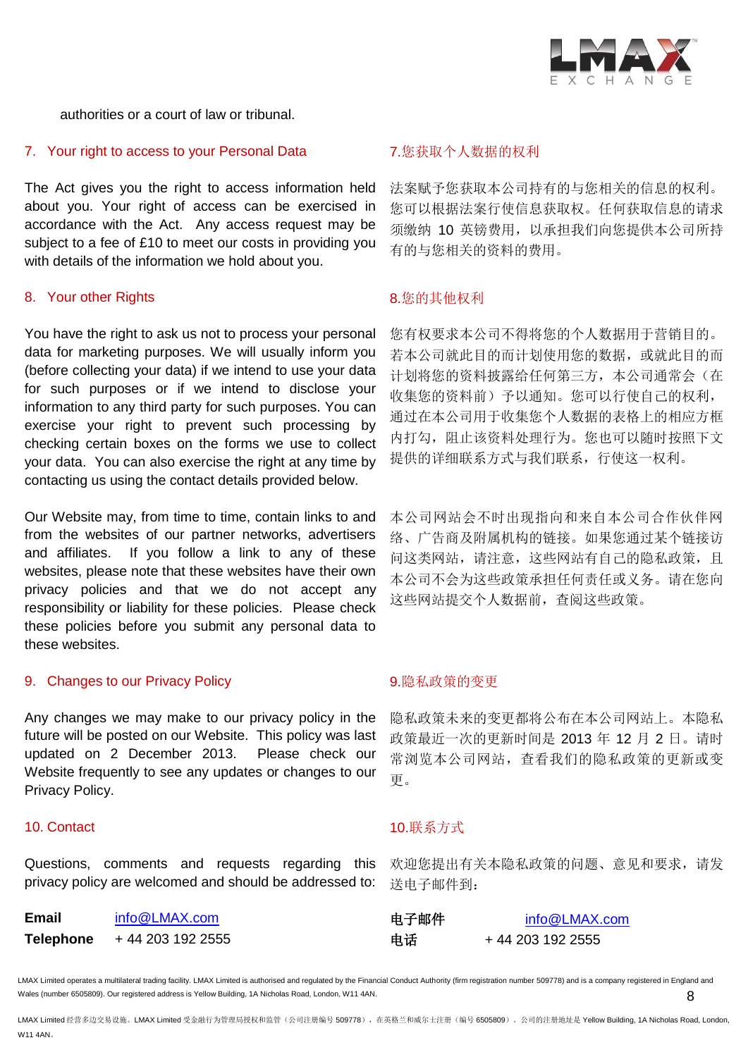authorities or a court of law or tribunal.

## 7. Your right to access to your Personal Data

The Act gives you the right to access information held about you. Your right of access can be exercised in accordance with the Act. Any access request may be subject to a fee of £10 to meet our costs in providing you with details of the information we hold about you.

## 7.您获取个人数据的权利

法案赋予您获取本公司持有的与您相关的信息的权利。您可以根据法案行使信息获取权。任何获取信息的请求须缴纳 10 英镑费用，以承担我们向您提供本公司所持有的与您相关的资料的费用。

## 8. Your other Rights

You have the right to ask us not to process your personal data for marketing purposes. We will usually inform you (before collecting your data) if we intend to use your data for such purposes or if we intend to disclose your information to any third party for such purposes. You can exercise your right to prevent such processing by checking certain boxes on the forms we use to collect your data. You can also exercise the right at any time by contacting us using the contact details provided below.

Our Website may, from time to time, contain links to and from the websites of our partner networks, advertisers and affiliates. If you follow a link to any of these websites, please note that these websites have their own privacy policies and that we do not accept any responsibility or liability for these policies. Please check these policies before you submit any personal data to these websites.

## 8.您的其他权利

您有权要求本公司不得将您的个人数据用于营销目的。若本公司就此目的而计划使用您的数据，或就此目的而计划将您的资料披露给任何第三方，本公司通常会（在收集您的资料前）予以通知。您可以行使自己的权利，通过在本公司用于收集您个人数据的表格上的相应方框内打勾，阻止该资料处理行为。您也可以随时按照下文提供的详细联系方式与我们联系，行使这一权利。

本公司网站会不时出现指向和来自本公司合作伙伴网络、广告商及附属机构的链接。如果您通过某个链接访问这类网站，请注意，这些网站有自己的隐私政策，且本公司不会为这些政策承担任何责任或义务。请在您向这些网站提交个人数据前，查阅这些政策。

## 9. Changes to our Privacy Policy

Any changes we may make to our privacy policy in the future will be posted on our Website. This policy was last updated on 2 December 2013. Please check our Website frequently to see any updates or changes to our Privacy Policy.

## 9.隐私政策的变更

隐私政策未来的变更都将公布在本公司网站上。本隐私政策最近一次的更新时间是 2013 年 12 月 2 日。请时常浏览本公司网站，查看我们的隐私政策的更新或变更。

## 10. Contact

Questions, comments and requests regarding this privacy policy are welcomed and should be addressed to:

**Email** info@LMAX.com
**Telephone** + 44 203 192 2555

## 10.联系方式

欢迎您提出有关本隐私政策的问题、意见和要求，请发送电子邮件到：

**电子邮件** info@LMAX.com
**电话** + 44 203 192 2555

LMAX Limited operates a multilateral trading facility. LMAX Limited is authorised and regulated by the Financial Conduct Authority (firm registration number 509778) and is a company registered in England and Wales (number 6505809). Our registered address is Yellow Building, 1A Nicholas Road, London, W11 4AN.

LMAX Limited 经营多边交易设施。LMAX Limited 受金融行为管理局授权和监管（公司注册编号 509778），在英格兰和威尔士注册（编号 6505809）。公司的注册地址是 Yellow Building, 1A Nicholas Road, London, W11 4AN。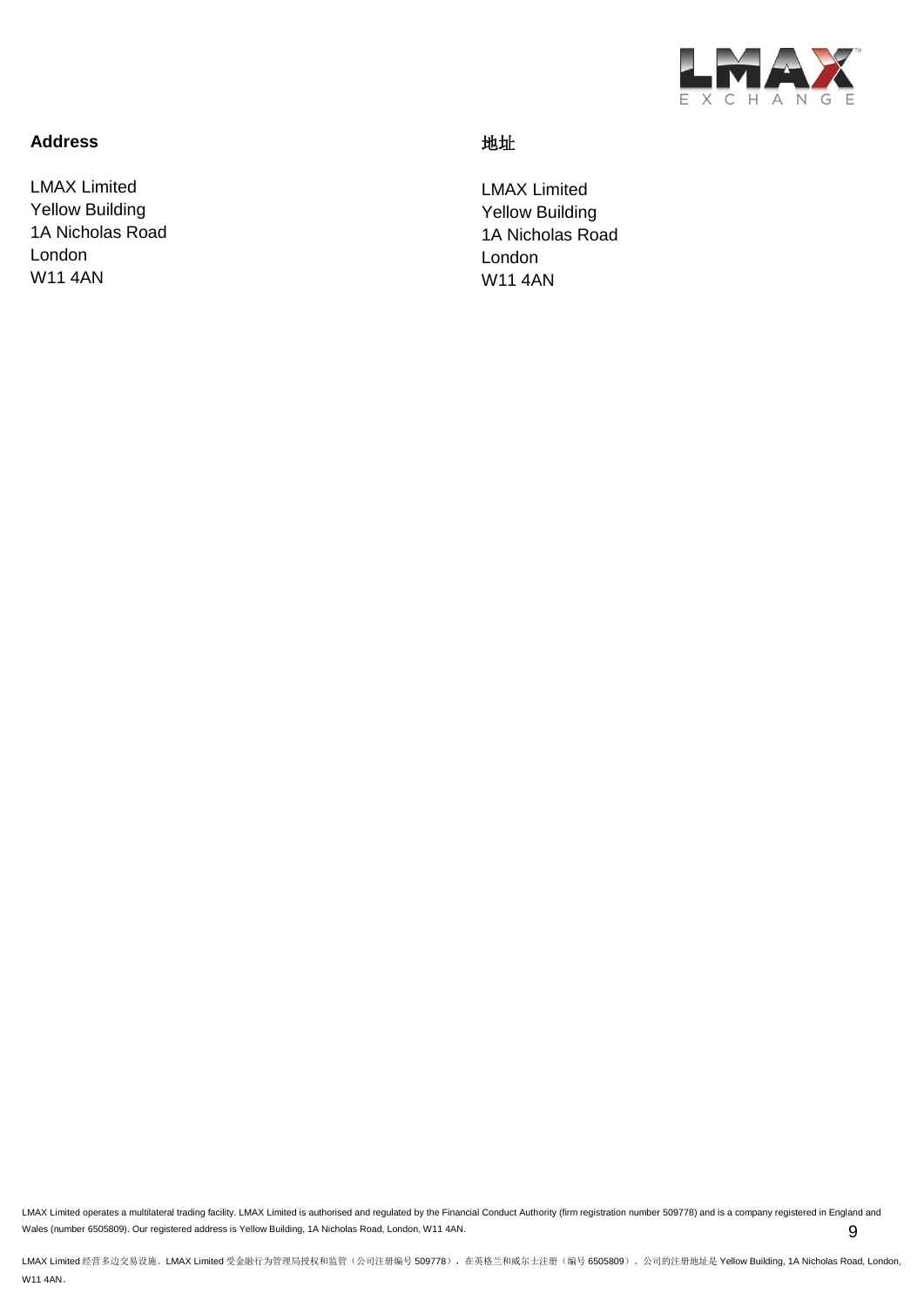## Address

LMAX Limited
Yellow Building
1A Nicholas Road
London
W11 4AN

## 地址

LMAX Limited
Yellow Building
1A Nicholas Road
London
W11 4AN